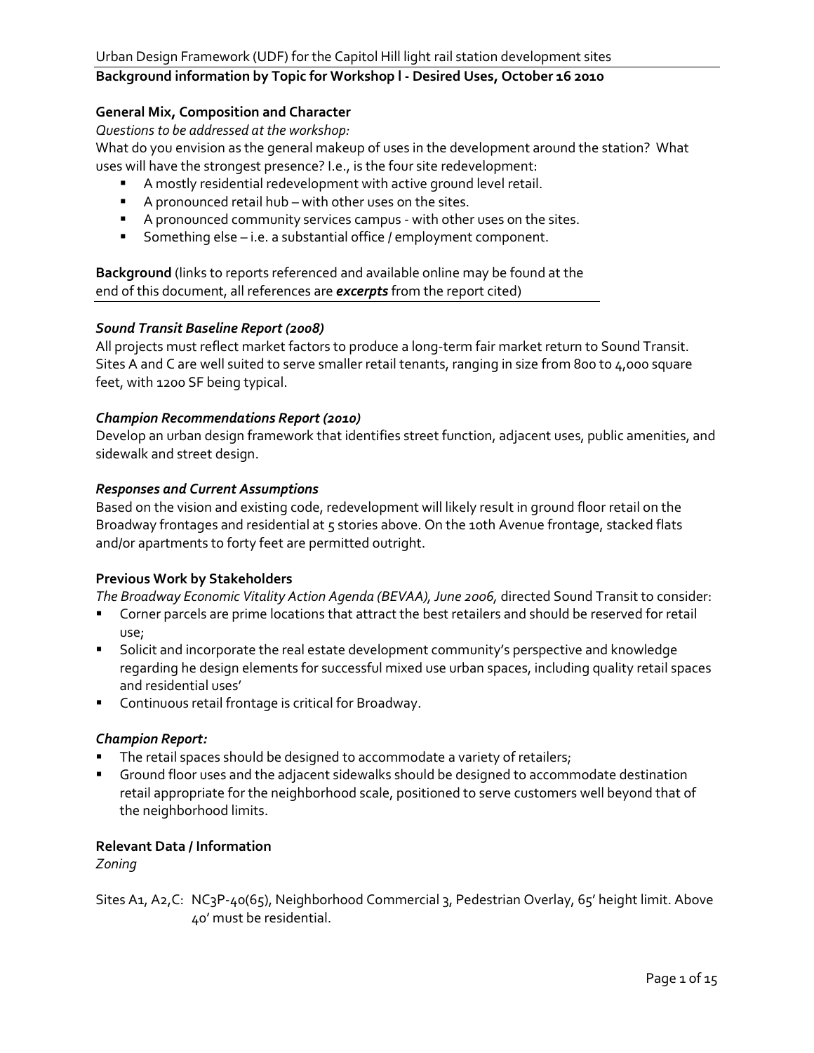Urban Design Framework (UDF) for the Capitol Hill light rail station development sites

**Background information by Topic for Workshop l - Desired Uses, October 16 2010**

### General Mix, Composition and Character

*Questions to be addressed at the workshop:*

What do you envision as the general makeup of uses in the development around the station? What uses will have the strongest presence? I.e., is the four site redevelopment:

- A mostly residential redevelopment with active ground level retail.
- A pronounced retail hub – with other uses on the sites.
- A pronounced community services campus - with other uses on the sites.
- Something else – i.e. a substantial office / employment component.

**Background** (links to reports referenced and available online may be found at the end of this document, all references are ***excerpts*** from the report cited)

***Sound Transit Baseline Report (2008)***

All projects must reflect market factors to produce a long-term fair market return to Sound Transit. Sites A and C are well suited to serve smaller retail tenants, ranging in size from 800 to 4,000 square feet, with 1200 SF being typical.

***Champion Recommendations Report (2010)***

Develop an urban design framework that identifies street function, adjacent uses, public amenities, and sidewalk and street design.

***Responses and Current Assumptions***

Based on the vision and existing code, redevelopment will likely result in ground floor retail on the Broadway frontages and residential at 5 stories above. On the 10th Avenue frontage, stacked flats and/or apartments to forty feet are permitted outright.

### Previous Work by Stakeholders

*The Broadway Economic Vitality Action Agenda (BEVAA), June 2006,* directed Sound Transit to consider:

- Corner parcels are prime locations that attract the best retailers and should be reserved for retail use;
- Solicit and incorporate the real estate development community's perspective and knowledge regarding he design elements for successful mixed use urban spaces, including quality retail spaces and residential uses'
- Continuous retail frontage is critical for Broadway.

***Champion Report:***

- The retail spaces should be designed to accommodate a variety of retailers;
- Ground floor uses and the adjacent sidewalks should be designed to accommodate destination retail appropriate for the neighborhood scale, positioned to serve customers well beyond that of the neighborhood limits.

### Relevant Data / Information

*Zoning*

Sites A1, A2,C: NC3P-40(65), Neighborhood Commercial 3, Pedestrian Overlay, 65' height limit. Above 40' must be residential.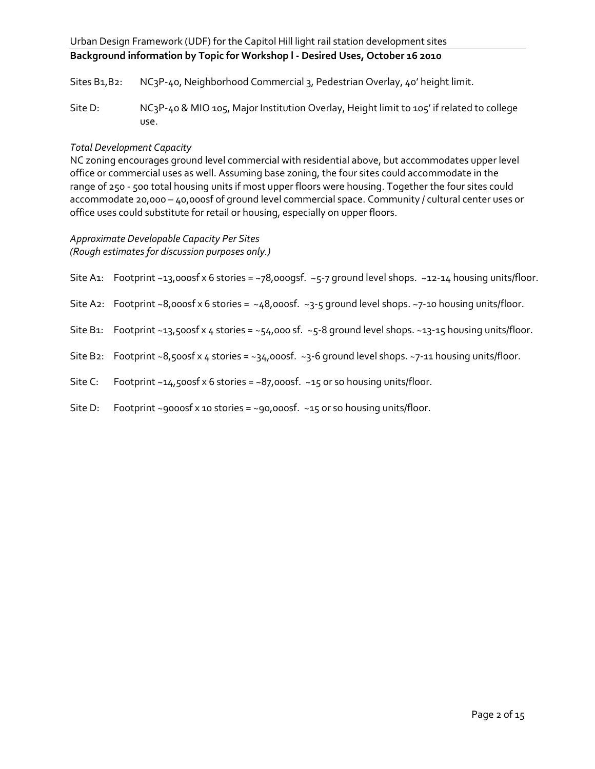Sites B1,B2: NC3P-40, Neighborhood Commercial 3, Pedestrian Overlay, 40' height limit.

Site D: NC3P-40 & MIO 105, Major Institution Overlay, Height limit to 105' if related to college use.

*Total Development Capacity*

NC zoning encourages ground level commercial with residential above, but accommodates upper level office or commercial uses as well. Assuming base zoning, the four sites could accommodate in the range of 250 - 500 total housing units if most upper floors were housing. Together the four sites could accommodate 20,000 – 40,000sf of ground level commercial space. Community / cultural center uses or office uses could substitute for retail or housing, especially on upper floors.

*Approximate Developable Capacity Per Sites*
*(Rough estimates for discussion purposes only.)*

Site A1: Footprint ~13,000sf x 6 stories = ~78,000gsf. ~5-7 ground level shops. ~12-14 housing units/floor.

Site A2: Footprint ~8,000sf x 6 stories = ~48,000sf. ~3-5 ground level shops. ~7-10 housing units/floor.

Site B1: Footprint ~13,500sf x 4 stories = ~54,000 sf. ~5-8 ground level shops. ~13-15 housing units/floor.

Site B2: Footprint ~8,500sf x 4 stories = ~34,000sf. ~3-6 ground level shops. ~7-11 housing units/floor.

Site C: Footprint ~14,500sf x 6 stories = ~87,000sf. ~15 or so housing units/floor.

Site D: Footprint ~9000sf x 10 stories = ~90,000sf. ~15 or so housing units/floor.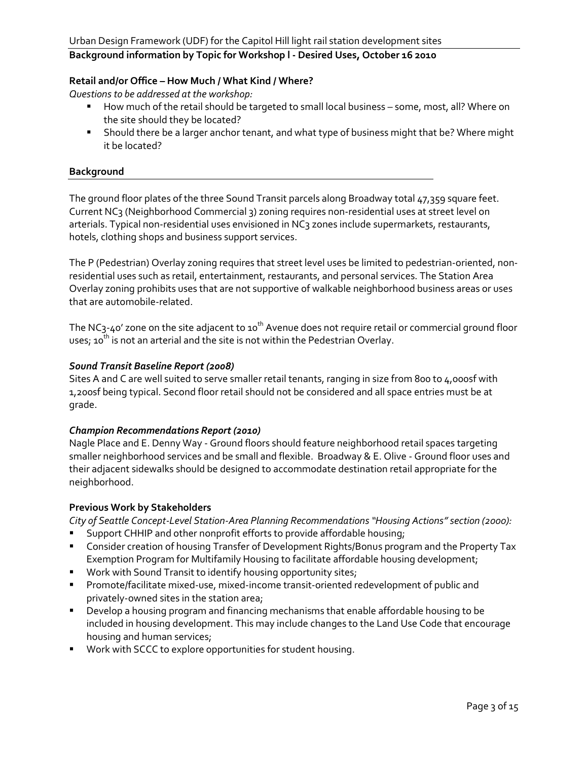### Retail and/or Office – How Much / What Kind / Where?

*Questions to be addressed at the workshop:*

- How much of the retail should be targeted to small local business – some, most, all? Where on the site should they be located?
- Should there be a larger anchor tenant, and what type of business might that be? Where might it be located?

### Background

The ground floor plates of the three Sound Transit parcels along Broadway total 47,359 square feet. Current NC3 (Neighborhood Commercial 3) zoning requires non-residential uses at street level on arterials. Typical non-residential uses envisioned in NC3 zones include supermarkets, restaurants, hotels, clothing shops and business support services.

The P (Pedestrian) Overlay zoning requires that street level uses be limited to pedestrian-oriented, non-residential uses such as retail, entertainment, restaurants, and personal services. The Station Area Overlay zoning prohibits uses that are not supportive of walkable neighborhood business areas or uses that are automobile-related.

The NC3-40' zone on the site adjacent to 10th Avenue does not require retail or commercial ground floor uses; 10th is not an arterial and the site is not within the Pedestrian Overlay.

***Sound Transit Baseline Report (2008)***

Sites A and C are well suited to serve smaller retail tenants, ranging in size from 800 to 4,000sf with 1,200sf being typical. Second floor retail should not be considered and all space entries must be at grade.

***Champion Recommendations Report (2010)***

Nagle Place and E. Denny Way - Ground floors should feature neighborhood retail spaces targeting smaller neighborhood services and be small and flexible. Broadway & E. Olive - Ground floor uses and their adjacent sidewalks should be designed to accommodate destination retail appropriate for the neighborhood.

### Previous Work by Stakeholders

*City of Seattle Concept-Level Station-Area Planning Recommendations "Housing Actions" section (2000):*

- Support CHHIP and other nonprofit efforts to provide affordable housing;
- Consider creation of housing Transfer of Development Rights/Bonus program and the Property Tax Exemption Program for Multifamily Housing to facilitate affordable housing development;
- Work with Sound Transit to identify housing opportunity sites;
- Promote/facilitate mixed-use, mixed-income transit-oriented redevelopment of public and privately-owned sites in the station area;
- Develop a housing program and financing mechanisms that enable affordable housing to be included in housing development. This may include changes to the Land Use Code that encourage housing and human services;
- Work with SCCC to explore opportunities for student housing.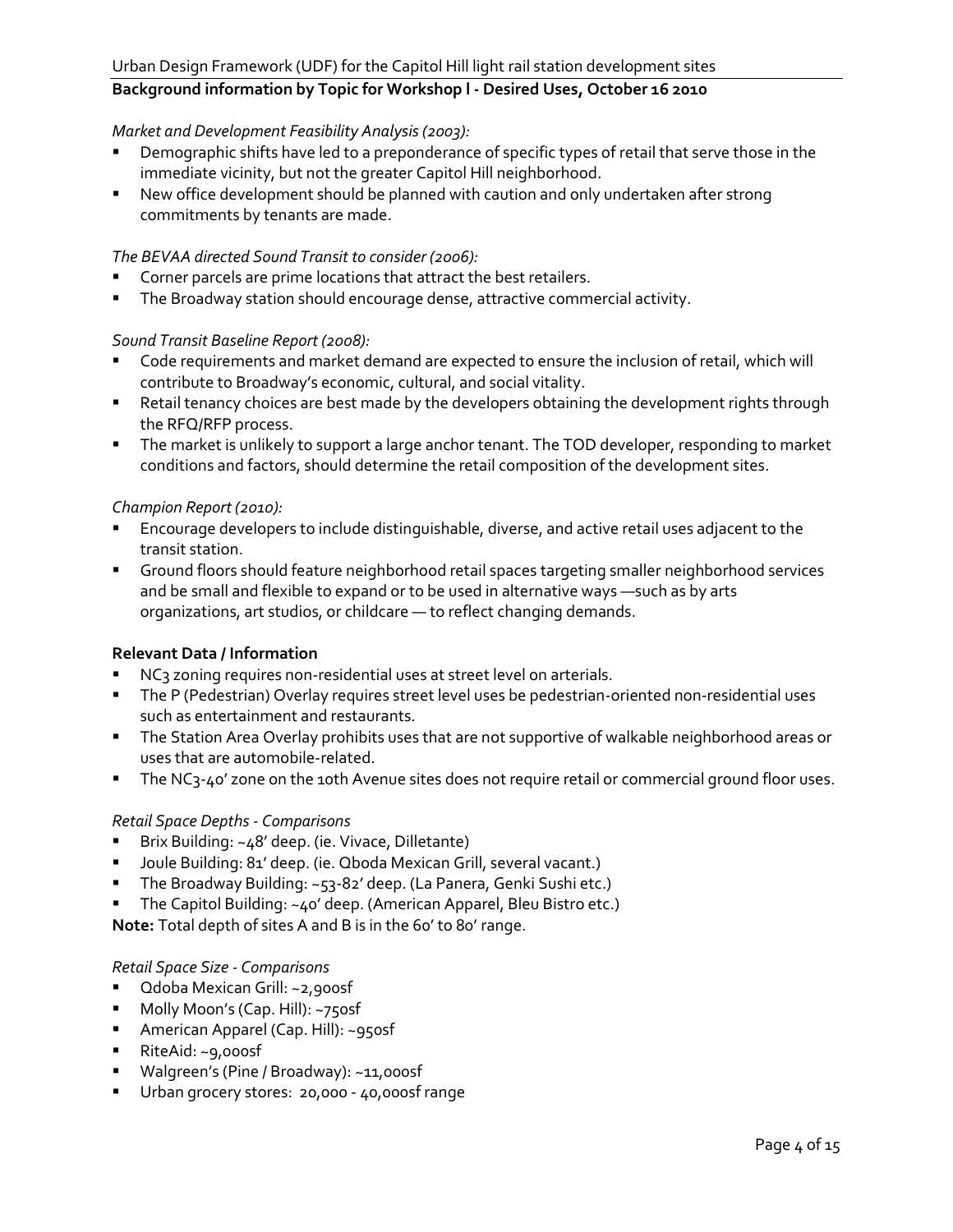*Market and Development Feasibility Analysis (2003):*

- Demographic shifts have led to a preponderance of specific types of retail that serve those in the immediate vicinity, but not the greater Capitol Hill neighborhood.
- New office development should be planned with caution and only undertaken after strong commitments by tenants are made.

*The BEVAA directed Sound Transit to consider (2006):*

- Corner parcels are prime locations that attract the best retailers.
- The Broadway station should encourage dense, attractive commercial activity.

*Sound Transit Baseline Report (2008):*

- Code requirements and market demand are expected to ensure the inclusion of retail, which will contribute to Broadway's economic, cultural, and social vitality.
- Retail tenancy choices are best made by the developers obtaining the development rights through the RFQ/RFP process.
- The market is unlikely to support a large anchor tenant. The TOD developer, responding to market conditions and factors, should determine the retail composition of the development sites.

*Champion Report (2010):*

- Encourage developers to include distinguishable, diverse, and active retail uses adjacent to the transit station.
- Ground floors should feature neighborhood retail spaces targeting smaller neighborhood services and be small and flexible to expand or to be used in alternative ways —such as by arts organizations, art studios, or childcare — to reflect changing demands.

**Relevant Data / Information**

- NC3 zoning requires non-residential uses at street level on arterials.
- The P (Pedestrian) Overlay requires street level uses be pedestrian-oriented non-residential uses such as entertainment and restaurants.
- The Station Area Overlay prohibits uses that are not supportive of walkable neighborhood areas or uses that are automobile-related.
- The NC3-40' zone on the 10th Avenue sites does not require retail or commercial ground floor uses.

*Retail Space Depths - Comparisons*

- Brix Building: ~48' deep. (ie. Vivace, Dilletante)
- Joule Building: 81' deep. (ie. Qboda Mexican Grill, several vacant.)
- The Broadway Building: ~53-82' deep. (La Panera, Genki Sushi etc.)
- The Capitol Building: ~40' deep. (American Apparel, Bleu Bistro etc.)

**Note:** Total depth of sites A and B is in the 60' to 80' range.

*Retail Space Size - Comparisons*

- Qdoba Mexican Grill: ~2,900sf
- Molly Moon's (Cap. Hill): ~750sf
- American Apparel (Cap. Hill): ~950sf
- RiteAid: ~9,000sf
- Walgreen's (Pine / Broadway): ~11,000sf
- Urban grocery stores: 20,000 - 40,000sf range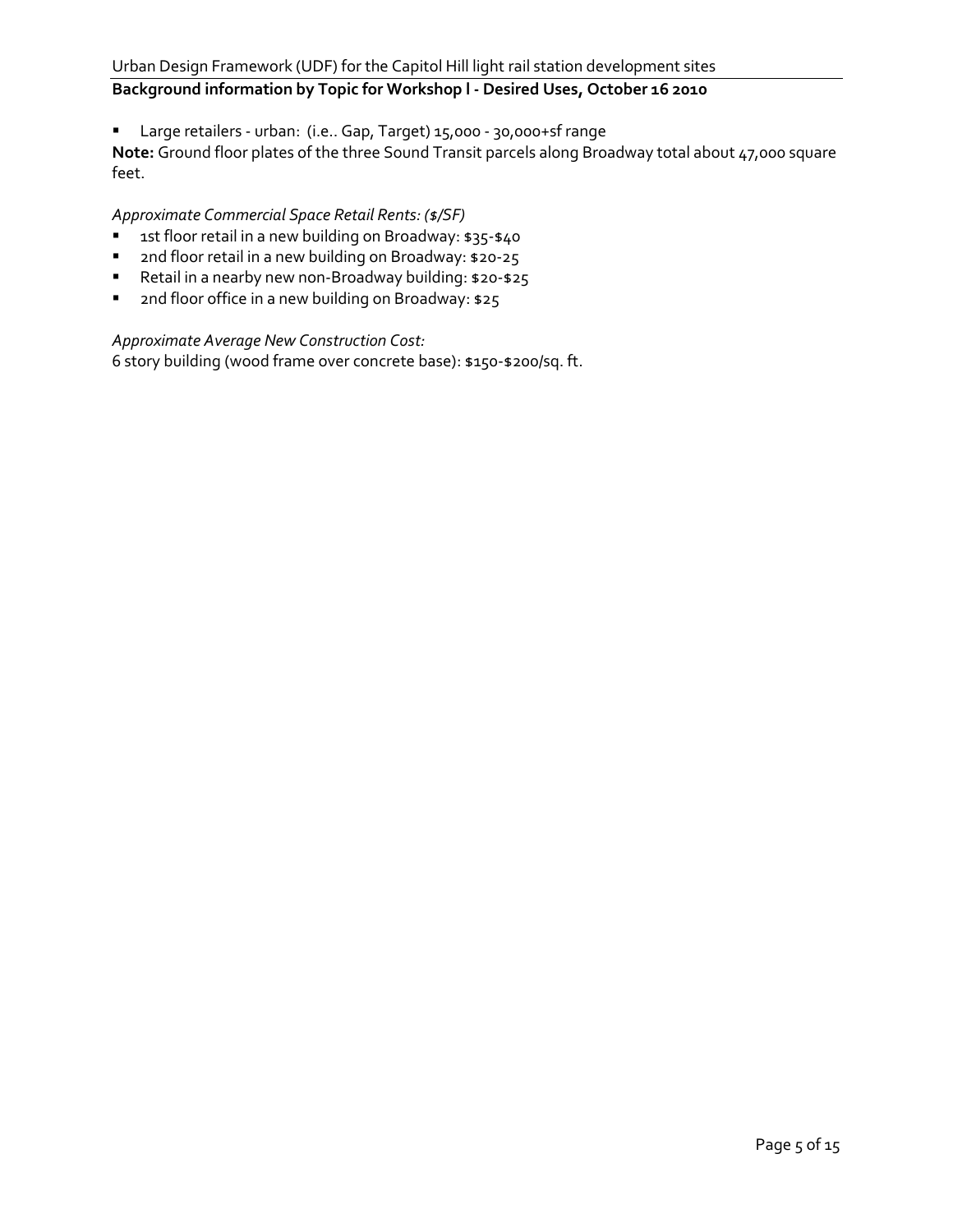- Large retailers - urban: (i.e.. Gap, Target) 15,000 - 30,000+sf range

**Note:** Ground floor plates of the three Sound Transit parcels along Broadway total about 47,000 square feet.

*Approximate Commercial Space Retail Rents: ($/SF)*

- 1st floor retail in a new building on Broadway: $35-$40
- 2nd floor retail in a new building on Broadway: $20-25
- Retail in a nearby new non-Broadway building: $20-$25
- 2nd floor office in a new building on Broadway: $25

*Approximate Average New Construction Cost:*

6 story building (wood frame over concrete base): $150-$200/sq. ft.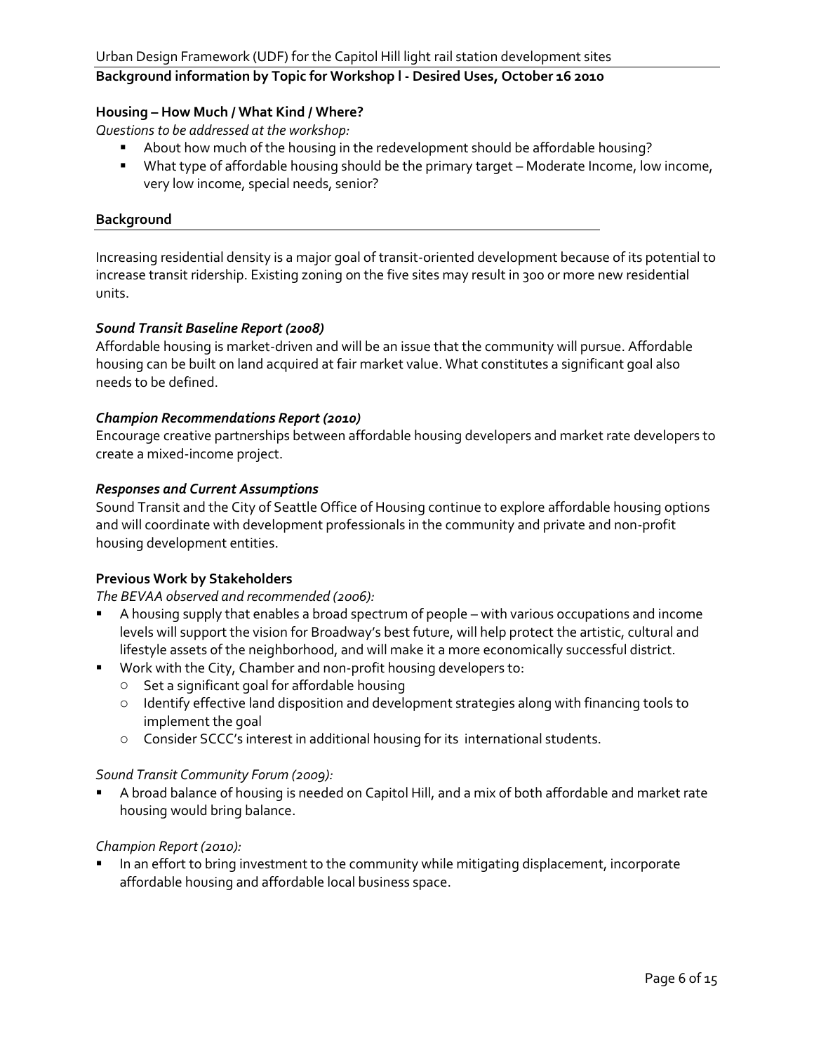## Housing – How Much / What Kind / Where?

*Questions to be addressed at the workshop:*

- About how much of the housing in the redevelopment should be affordable housing?
- What type of affordable housing should be the primary target – Moderate Income, low income, very low income, special needs, senior?

### Background

Increasing residential density is a major goal of transit-oriented development because of its potential to increase transit ridership. Existing zoning on the five sites may result in 300 or more new residential units.

***Sound Transit Baseline Report (2008)***

Affordable housing is market-driven and will be an issue that the community will pursue. Affordable housing can be built on land acquired at fair market value. What constitutes a significant goal also needs to be defined.

***Champion Recommendations Report (2010)***

Encourage creative partnerships between affordable housing developers and market rate developers to create a mixed-income project.

***Responses and Current Assumptions***

Sound Transit and the City of Seattle Office of Housing continue to explore affordable housing options and will coordinate with development professionals in the community and private and non-profit housing development entities.

### Previous Work by Stakeholders

*The BEVAA observed and recommended (2006):*

- A housing supply that enables a broad spectrum of people – with various occupations and income levels will support the vision for Broadway's best future, will help protect the artistic, cultural and lifestyle assets of the neighborhood, and will make it a more economically successful district.
- Work with the City, Chamber and non-profit housing developers to:
  - Set a significant goal for affordable housing
  - Identify effective land disposition and development strategies along with financing tools to implement the goal
  - Consider SCCC's interest in additional housing for its international students.

*Sound Transit Community Forum (2009):*

- A broad balance of housing is needed on Capitol Hill, and a mix of both affordable and market rate housing would bring balance.

*Champion Report (2010):*

- In an effort to bring investment to the community while mitigating displacement, incorporate affordable housing and affordable local business space.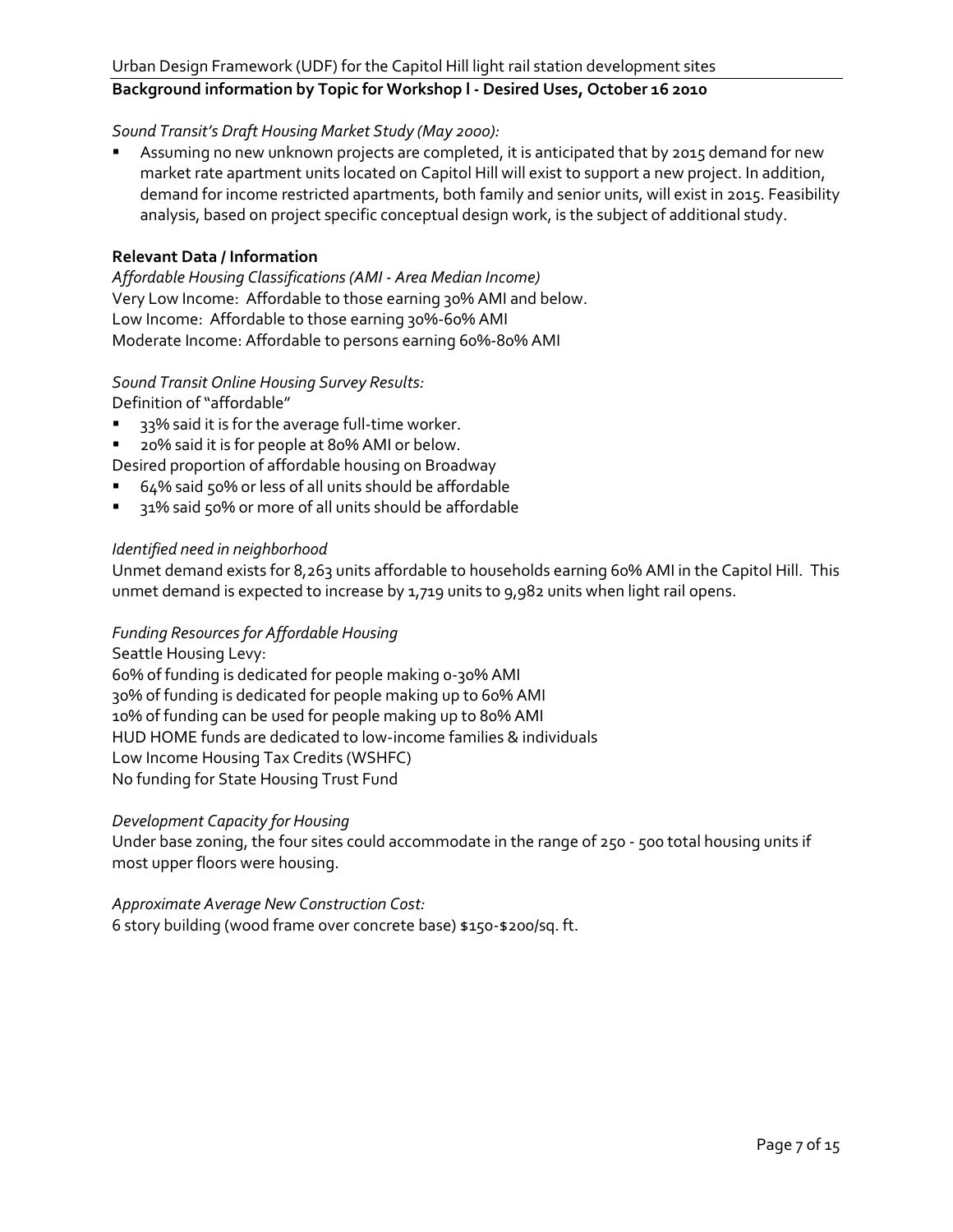*Sound Transit's Draft Housing Market Study (May 2000):*

- Assuming no new unknown projects are completed, it is anticipated that by 2015 demand for new market rate apartment units located on Capitol Hill will exist to support a new project. In addition, demand for income restricted apartments, both family and senior units, will exist in 2015. Feasibility analysis, based on project specific conceptual design work, is the subject of additional study.

**Relevant Data / Information**

*Affordable Housing Classifications (AMI - Area Median Income)*
Very Low Income: Affordable to those earning 30% AMI and below.
Low Income: Affordable to those earning 30%-60% AMI
Moderate Income: Affordable to persons earning 60%-80% AMI

*Sound Transit Online Housing Survey Results:*
Definition of "affordable"

- 33% said it is for the average full-time worker.
- 20% said it is for people at 80% AMI or below.

Desired proportion of affordable housing on Broadway

- 64% said 50% or less of all units should be affordable
- 31% said 50% or more of all units should be affordable

*Identified need in neighborhood*
Unmet demand exists for 8,263 units affordable to households earning 60% AMI in the Capitol Hill. This unmet demand is expected to increase by 1,719 units to 9,982 units when light rail opens.

*Funding Resources for Affordable Housing*
Seattle Housing Levy:
60% of funding is dedicated for people making 0-30% AMI
30% of funding is dedicated for people making up to 60% AMI
10% of funding can be used for people making up to 80% AMI
HUD HOME funds are dedicated to low-income families & individuals
Low Income Housing Tax Credits (WSHFC)
No funding for State Housing Trust Fund

*Development Capacity for Housing*
Under base zoning, the four sites could accommodate in the range of 250 - 500 total housing units if most upper floors were housing.

*Approximate Average New Construction Cost:*
6 story building (wood frame over concrete base) $150-$200/sq. ft.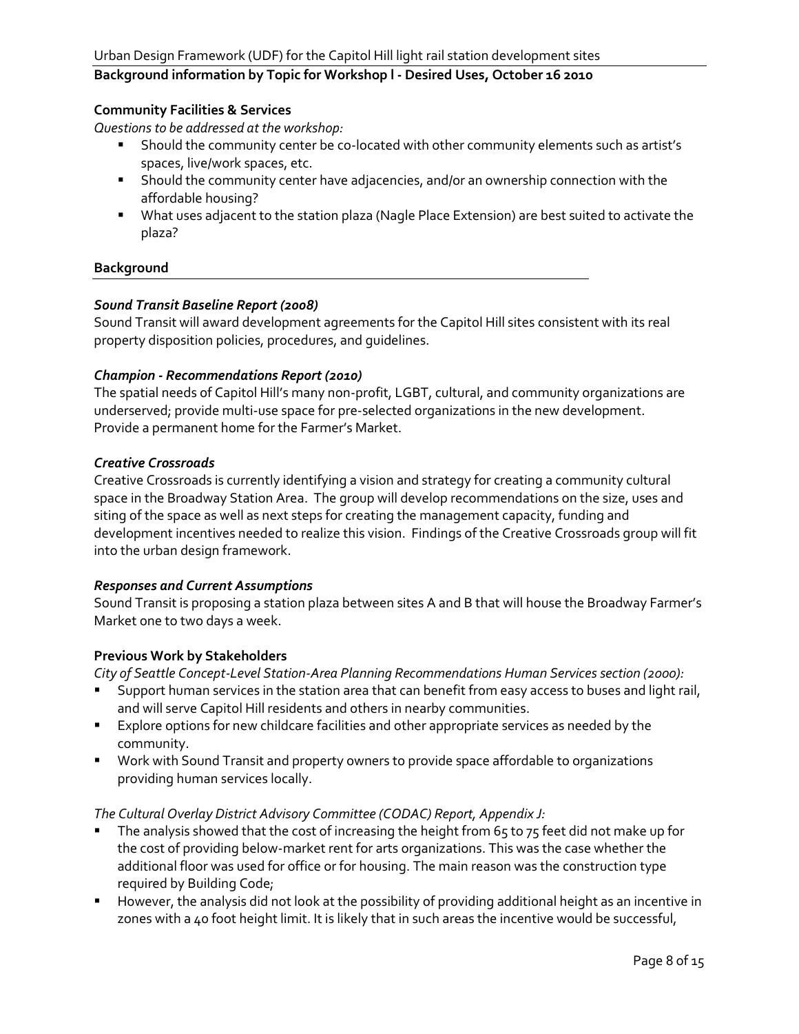**Background information by Topic for Workshop I - Desired Uses, October 16 2010**

### Community Facilities & Services

*Questions to be addressed at the workshop:*

- Should the community center be co-located with other community elements such as artist's spaces, live/work spaces, etc.
- Should the community center have adjacencies, and/or an ownership connection with the affordable housing?
- What uses adjacent to the station plaza (Nagle Place Extension) are best suited to activate the plaza?

### Background

***Sound Transit Baseline Report (2008)***

Sound Transit will award development agreements for the Capitol Hill sites consistent with its real property disposition policies, procedures, and guidelines.

***Champion - Recommendations Report (2010)***

The spatial needs of Capitol Hill's many non-profit, LGBT, cultural, and community organizations are underserved; provide multi-use space for pre-selected organizations in the new development. Provide a permanent home for the Farmer's Market.

***Creative Crossroads***

Creative Crossroads is currently identifying a vision and strategy for creating a community cultural space in the Broadway Station Area. The group will develop recommendations on the size, uses and siting of the space as well as next steps for creating the management capacity, funding and development incentives needed to realize this vision. Findings of the Creative Crossroads group will fit into the urban design framework.

***Responses and Current Assumptions***

Sound Transit is proposing a station plaza between sites A and B that will house the Broadway Farmer's Market one to two days a week.

**Previous Work by Stakeholders**

*City of Seattle Concept-Level Station-Area Planning Recommendations Human Services section (2000):*

- Support human services in the station area that can benefit from easy access to buses and light rail, and will serve Capitol Hill residents and others in nearby communities.
- Explore options for new childcare facilities and other appropriate services as needed by the community.
- Work with Sound Transit and property owners to provide space affordable to organizations providing human services locally.

*The Cultural Overlay District Advisory Committee (CODAC) Report, Appendix J:*

- The analysis showed that the cost of increasing the height from 65 to 75 feet did not make up for the cost of providing below-market rent for arts organizations. This was the case whether the additional floor was used for office or for housing. The main reason was the construction type required by Building Code;
- However, the analysis did not look at the possibility of providing additional height as an incentive in zones with a 40 foot height limit. It is likely that in such areas the incentive would be successful,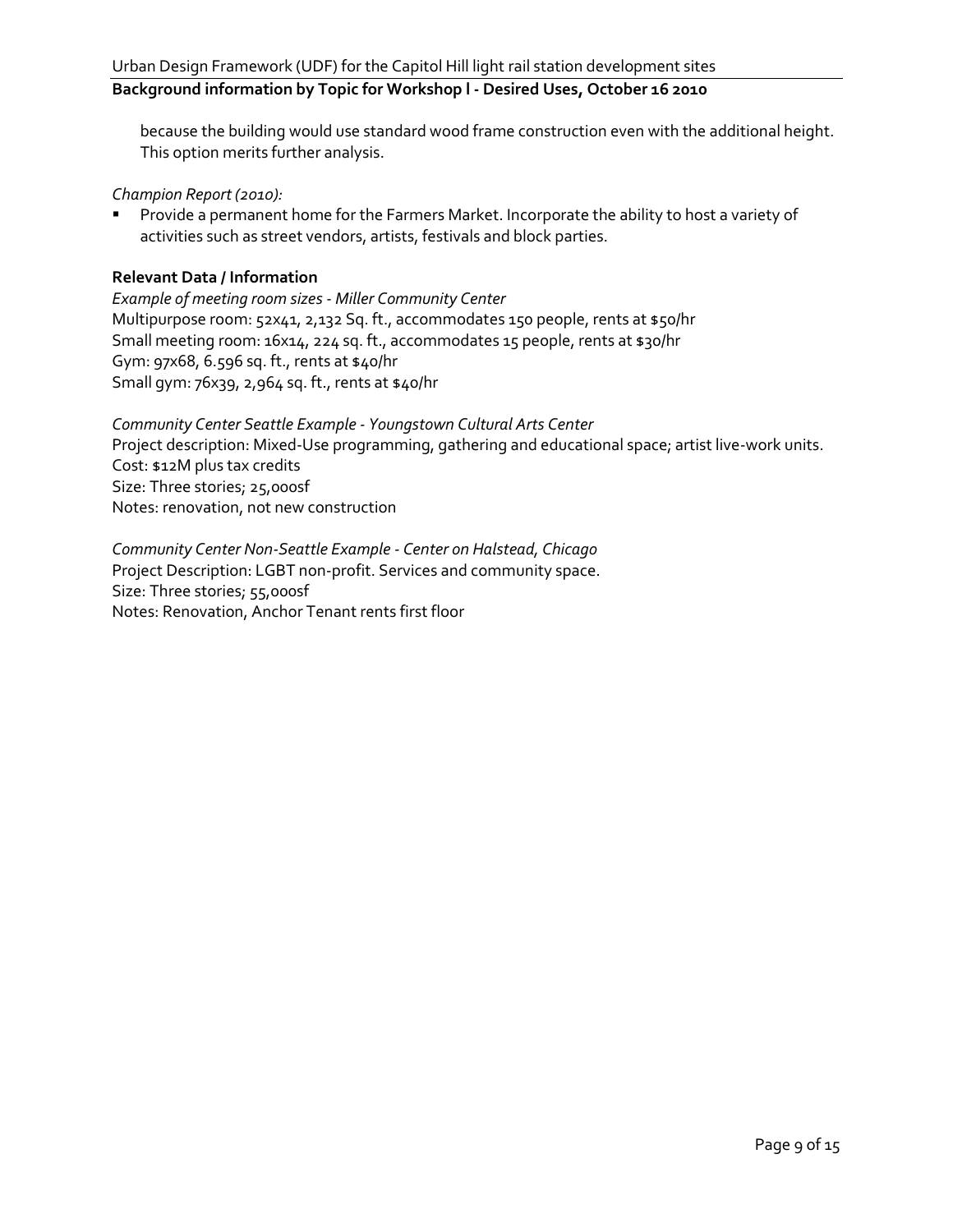because the building would use standard wood frame construction even with the additional height. This option merits further analysis.

*Champion Report (2010):*

- Provide a permanent home for the Farmers Market. Incorporate the ability to host a variety of activities such as street vendors, artists, festivals and block parties.

**Relevant Data / Information**

*Example of meeting room sizes - Miller Community Center*
Multipurpose room: 52x41, 2,132 Sq. ft., accommodates 150 people, rents at $50/hr
Small meeting room: 16x14, 224 sq. ft., accommodates 15 people, rents at $30/hr
Gym: 97x68, 6.596 sq. ft., rents at $40/hr
Small gym: 76x39, 2,964 sq. ft., rents at $40/hr

*Community Center Seattle Example - Youngstown Cultural Arts Center*
Project description: Mixed-Use programming, gathering and educational space; artist live-work units.
Cost: $12M plus tax credits
Size: Three stories; 25,000sf
Notes: renovation, not new construction

*Community Center Non-Seattle Example - Center on Halstead, Chicago*
Project Description: LGBT non-profit. Services and community space.
Size: Three stories; 55,000sf
Notes: Renovation, Anchor Tenant rents first floor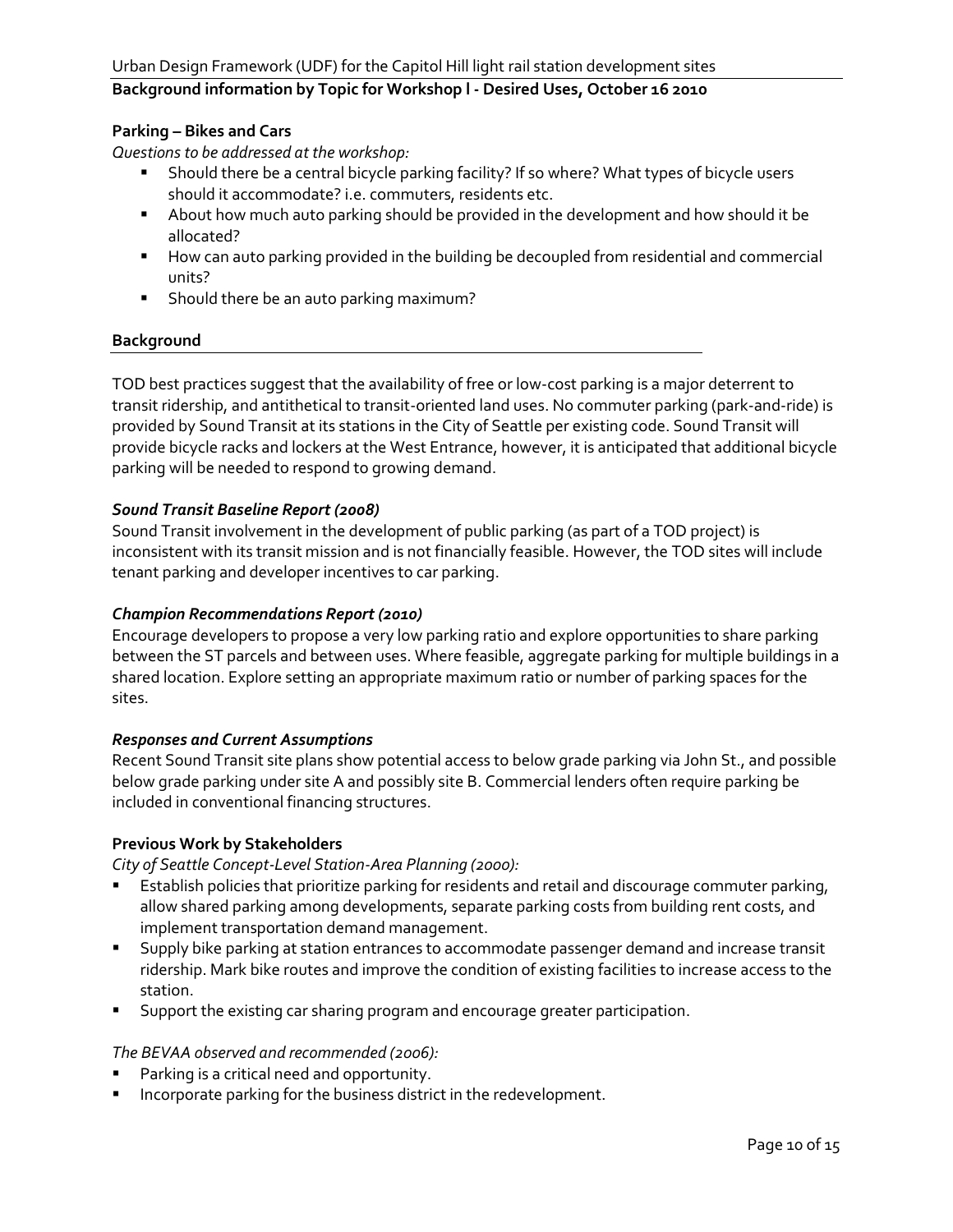## Parking – Bikes and Cars

*Questions to be addressed at the workshop:*

- Should there be a central bicycle parking facility? If so where? What types of bicycle users should it accommodate? i.e. commuters, residents etc.
- About how much auto parking should be provided in the development and how should it be allocated?
- How can auto parking provided in the building be decoupled from residential and commercial units?
- Should there be an auto parking maximum?

### Background

TOD best practices suggest that the availability of free or low-cost parking is a major deterrent to transit ridership, and antithetical to transit-oriented land uses. No commuter parking (park-and-ride) is provided by Sound Transit at its stations in the City of Seattle per existing code. Sound Transit will provide bicycle racks and lockers at the West Entrance, however, it is anticipated that additional bicycle parking will be needed to respond to growing demand.

#### *Sound Transit Baseline Report (2008)*

Sound Transit involvement in the development of public parking (as part of a TOD project) is inconsistent with its transit mission and is not financially feasible. However, the TOD sites will include tenant parking and developer incentives to car parking.

#### *Champion Recommendations Report (2010)*

Encourage developers to propose a very low parking ratio and explore opportunities to share parking between the ST parcels and between uses. Where feasible, aggregate parking for multiple buildings in a shared location. Explore setting an appropriate maximum ratio or number of parking spaces for the sites.

#### *Responses and Current Assumptions*

Recent Sound Transit site plans show potential access to below grade parking via John St., and possible below grade parking under site A and possibly site B. Commercial lenders often require parking be included in conventional financing structures.

### Previous Work by Stakeholders

*City of Seattle Concept-Level Station-Area Planning (2000):*

- Establish policies that prioritize parking for residents and retail and discourage commuter parking, allow shared parking among developments, separate parking costs from building rent costs, and implement transportation demand management.
- Supply bike parking at station entrances to accommodate passenger demand and increase transit ridership. Mark bike routes and improve the condition of existing facilities to increase access to the station.
- Support the existing car sharing program and encourage greater participation.

*The BEVAA observed and recommended (2006):*

- Parking is a critical need and opportunity.
- Incorporate parking for the business district in the redevelopment.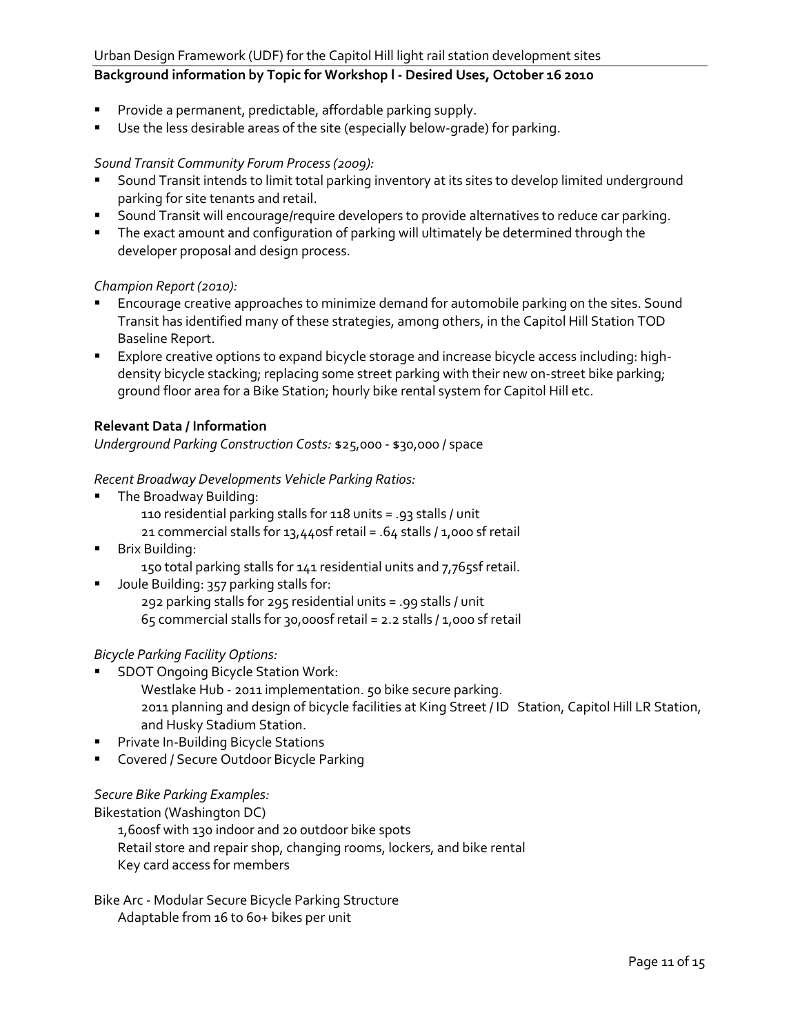- Provide a permanent, predictable, affordable parking supply.
- Use the less desirable areas of the site (especially below-grade) for parking.

*Sound Transit Community Forum Process (2009):*

- Sound Transit intends to limit total parking inventory at its sites to develop limited underground parking for site tenants and retail.
- Sound Transit will encourage/require developers to provide alternatives to reduce car parking.
- The exact amount and configuration of parking will ultimately be determined through the developer proposal and design process.

*Champion Report (2010):*

- Encourage creative approaches to minimize demand for automobile parking on the sites. Sound Transit has identified many of these strategies, among others, in the Capitol Hill Station TOD Baseline Report.
- Explore creative options to expand bicycle storage and increase bicycle access including: high-density bicycle stacking; replacing some street parking with their new on-street bike parking; ground floor area for a Bike Station; hourly bike rental system for Capitol Hill etc.

**Relevant Data / Information**

*Underground Parking Construction Costs:* \$25,000 - \$30,000 / space

*Recent Broadway Developments Vehicle Parking Ratios:*

- The Broadway Building:
  - 110 residential parking stalls for 118 units = .93 stalls / unit
  - 21 commercial stalls for 13,440sf retail = .64 stalls / 1,000 sf retail
- Brix Building:
  - 150 total parking stalls for 141 residential units and 7,765sf retail.
- Joule Building: 357 parking stalls for:
  - 292 parking stalls for 295 residential units = .99 stalls / unit
  - 65 commercial stalls for 30,000sf retail = 2.2 stalls / 1,000 sf retail

*Bicycle Parking Facility Options:*

- SDOT Ongoing Bicycle Station Work:
  - Westlake Hub - 2011 implementation. 50 bike secure parking.
  - 2011 planning and design of bicycle facilities at King Street / ID Station, Capitol Hill LR Station, and Husky Stadium Station.
- Private In-Building Bicycle Stations
- Covered / Secure Outdoor Bicycle Parking

*Secure Bike Parking Examples:*

Bikestation (Washington DC)

1,600sf with 130 indoor and 20 outdoor bike spots
Retail store and repair shop, changing rooms, lockers, and bike rental
Key card access for members

Bike Arc - Modular Secure Bicycle Parking Structure

Adaptable from 16 to 60+ bikes per unit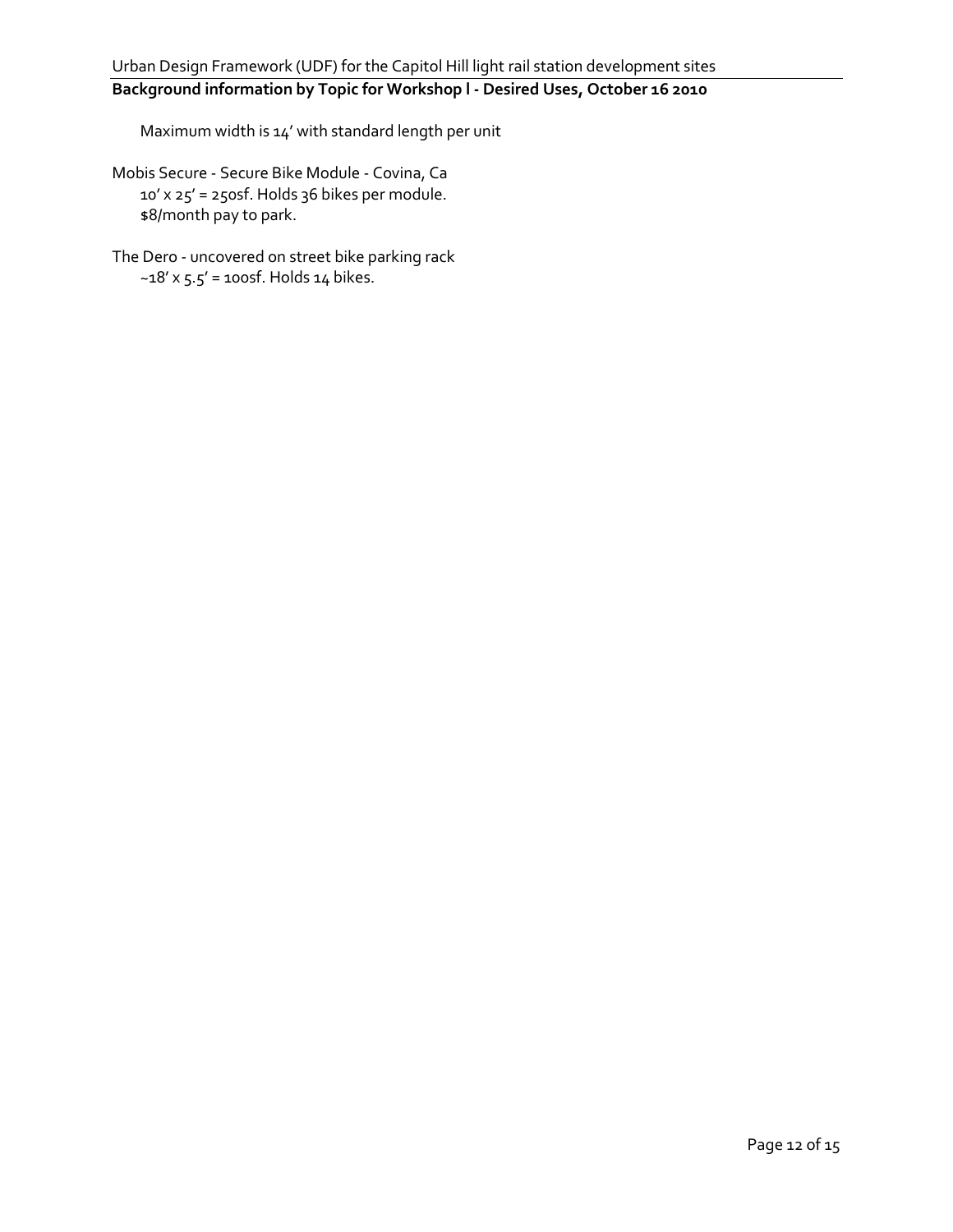Maximum width is 14' with standard length per unit

Mobis Secure - Secure Bike Module - Covina, Ca

10' x 25' = 250sf. Holds 36 bikes per module.

$8/month pay to park.

The Dero - uncovered on street bike parking rack

~18' x 5.5' = 100sf. Holds 14 bikes.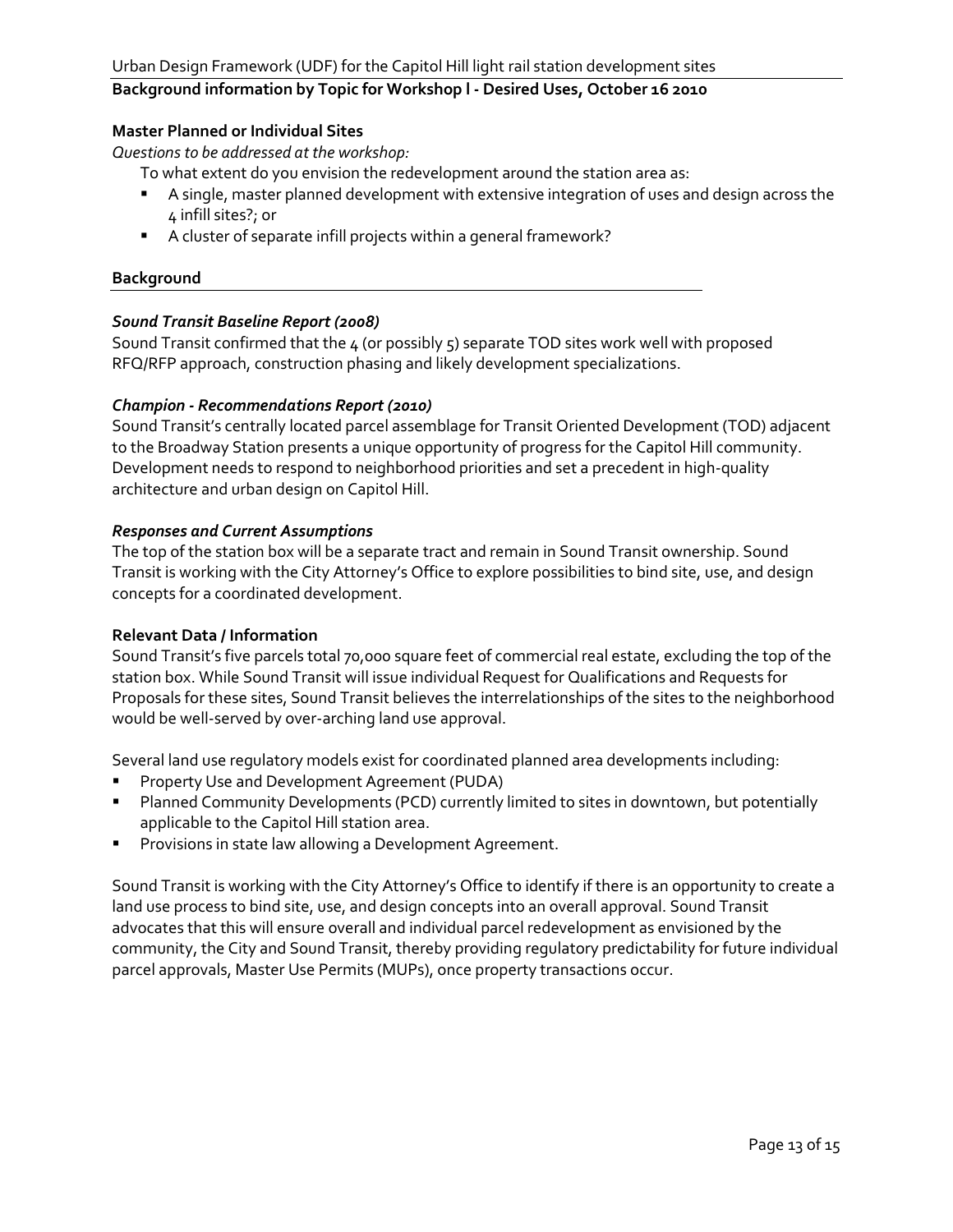## Master Planned or Individual Sites

*Questions to be addressed at the workshop:*

To what extent do you envision the redevelopment around the station area as:

- A single, master planned development with extensive integration of uses and design across the 4 infill sites?; or
- A cluster of separate infill projects within a general framework?

### Background

***Sound Transit Baseline Report (2008)***

Sound Transit confirmed that the 4 (or possibly 5) separate TOD sites work well with proposed RFQ/RFP approach, construction phasing and likely development specializations.

***Champion - Recommendations Report (2010)***

Sound Transit's centrally located parcel assemblage for Transit Oriented Development (TOD) adjacent to the Broadway Station presents a unique opportunity of progress for the Capitol Hill community. Development needs to respond to neighborhood priorities and set a precedent in high-quality architecture and urban design on Capitol Hill.

***Responses and Current Assumptions***

The top of the station box will be a separate tract and remain in Sound Transit ownership. Sound Transit is working with the City Attorney's Office to explore possibilities to bind site, use, and design concepts for a coordinated development.

### Relevant Data / Information

Sound Transit's five parcels total 70,000 square feet of commercial real estate, excluding the top of the station box. While Sound Transit will issue individual Request for Qualifications and Requests for Proposals for these sites, Sound Transit believes the interrelationships of the sites to the neighborhood would be well-served by over-arching land use approval.

Several land use regulatory models exist for coordinated planned area developments including:

- Property Use and Development Agreement (PUDA)
- Planned Community Developments (PCD) currently limited to sites in downtown, but potentially applicable to the Capitol Hill station area.
- Provisions in state law allowing a Development Agreement.

Sound Transit is working with the City Attorney's Office to identify if there is an opportunity to create a land use process to bind site, use, and design concepts into an overall approval. Sound Transit advocates that this will ensure overall and individual parcel redevelopment as envisioned by the community, the City and Sound Transit, thereby providing regulatory predictability for future individual parcel approvals, Master Use Permits (MUPs), once property transactions occur.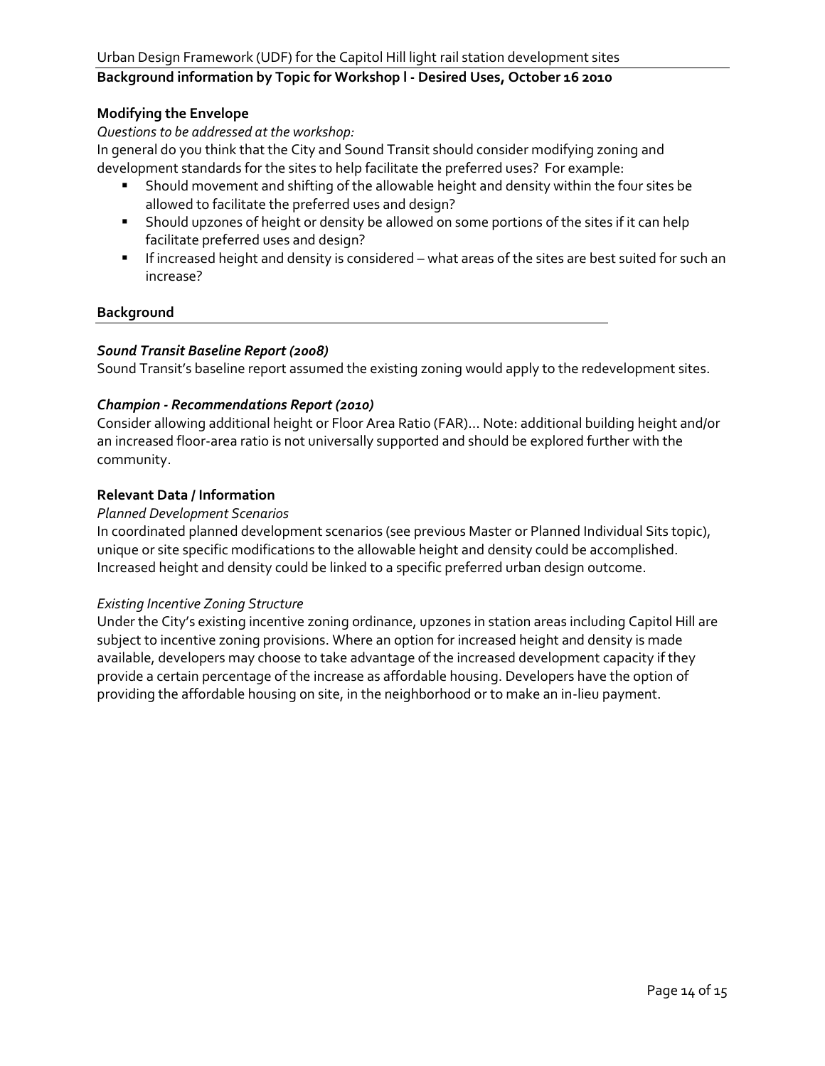## Modifying the Envelope

*Questions to be addressed at the workshop:*

In general do you think that the City and Sound Transit should consider modifying zoning and development standards for the sites to help facilitate the preferred uses? For example:

- Should movement and shifting of the allowable height and density within the four sites be allowed to facilitate the preferred uses and design?
- Should upzones of height or density be allowed on some portions of the sites if it can help facilitate preferred uses and design?
- If increased height and density is considered – what areas of the sites are best suited for such an increase?

### Background

#### *Sound Transit Baseline Report (2008)*

Sound Transit's baseline report assumed the existing zoning would apply to the redevelopment sites.

#### *Champion - Recommendations Report (2010)*

Consider allowing additional height or Floor Area Ratio (FAR)… Note: additional building height and/or an increased floor-area ratio is not universally supported and should be explored further with the community.

### Relevant Data / Information

*Planned Development Scenarios*

In coordinated planned development scenarios (see previous Master or Planned Individual Sits topic), unique or site specific modifications to the allowable height and density could be accomplished. Increased height and density could be linked to a specific preferred urban design outcome.

*Existing Incentive Zoning Structure*

Under the City's existing incentive zoning ordinance, upzones in station areas including Capitol Hill are subject to incentive zoning provisions. Where an option for increased height and density is made available, developers may choose to take advantage of the increased development capacity if they provide a certain percentage of the increase as affordable housing. Developers have the option of providing the affordable housing on site, in the neighborhood or to make an in-lieu payment.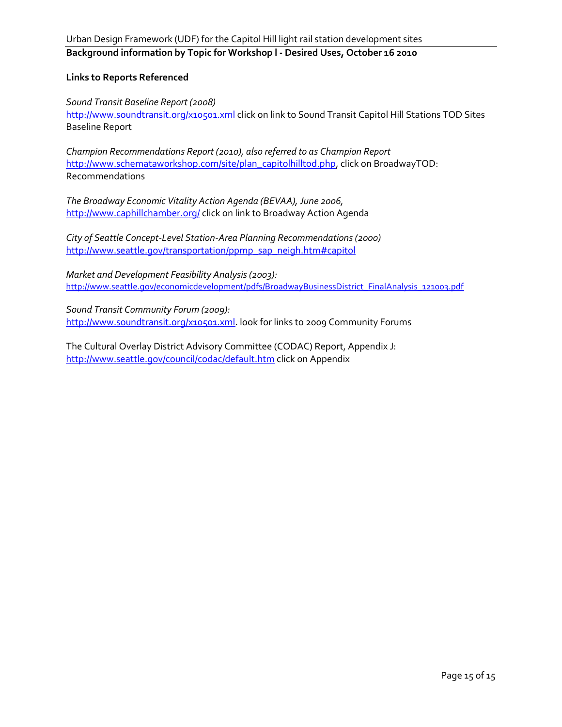**Links to Reports Referenced**

*Sound Transit Baseline Report (2008)*
http://www.soundtransit.org/x10501.xml click on link to Sound Transit Capitol Hill Stations TOD Sites Baseline Report

*Champion Recommendations Report (2010), also referred to as Champion Report*
http://www.schemataworkshop.com/site/plan_capitolhilltod.php, click on BroadwayTOD: Recommendations

*The Broadway Economic Vitality Action Agenda (BEVAA), June 2006*,
http://www.caphillchamber.org/ click on link to Broadway Action Agenda

*City of Seattle Concept-Level Station-Area Planning Recommendations (2000)*
http://www.seattle.gov/transportation/ppmp_sap_neigh.htm#capitol

*Market and Development Feasibility Analysis (2003):*
http://www.seattle.gov/economicdevelopment/pdfs/BroadwayBusinessDistrict_FinalAnalysis_121003.pdf

*Sound Transit Community Forum (2009):*
http://www.soundtransit.org/x10501.xml. look for links to 2009 Community Forums

The Cultural Overlay District Advisory Committee (CODAC) Report, Appendix J:
http://www.seattle.gov/council/codac/default.htm click on Appendix